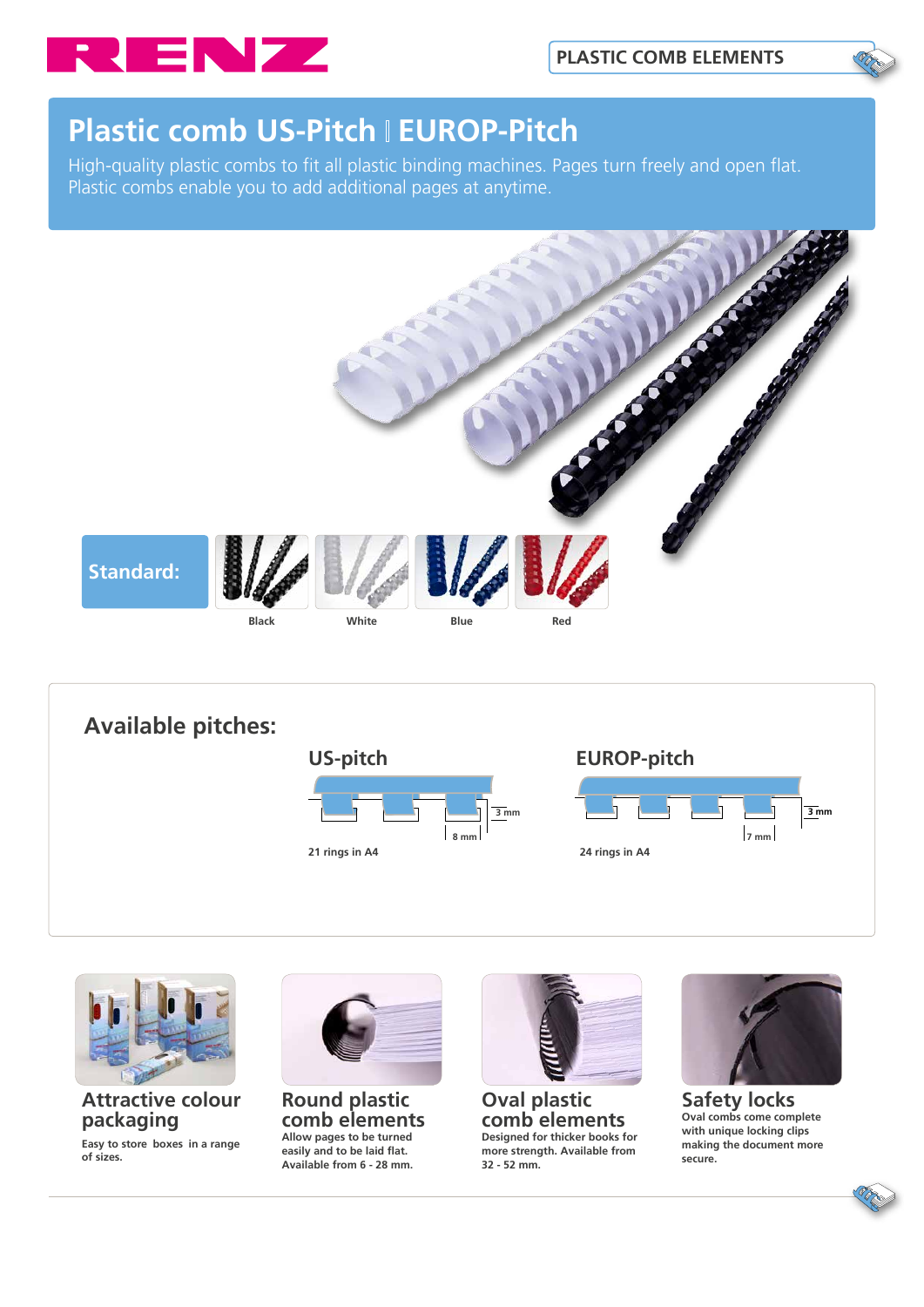RENZ

PLASTIC COMB ELEMENTS

# Plastic comb US-Pitch | EUROP-Pitch

High-quality plastic combs to fit all plastic binding machines. Pages turn freely and open flat. Plastic combs enable you to add additional pages at anytime.

**Standard:**

Black | White | Blue | Red

## Available pitches:

### US-pitch

3 mm

8 mm

21 rings in A4

### EUROP-pitch

3 mm

7 mm

24 rings in A4

### Attractive colour packaging

Easy to store boxes in a range of sizes.

### Round plastic comb elements

Allow pages to be turned easily and to be laid flat. Available from 6 - 28 mm.

### Oval plastic comb elements

Designed for thicker books for more strength. Available from 32 - 52 mm.

### Safety locks

Oval combs come complete with unique locking clips making the document more secure.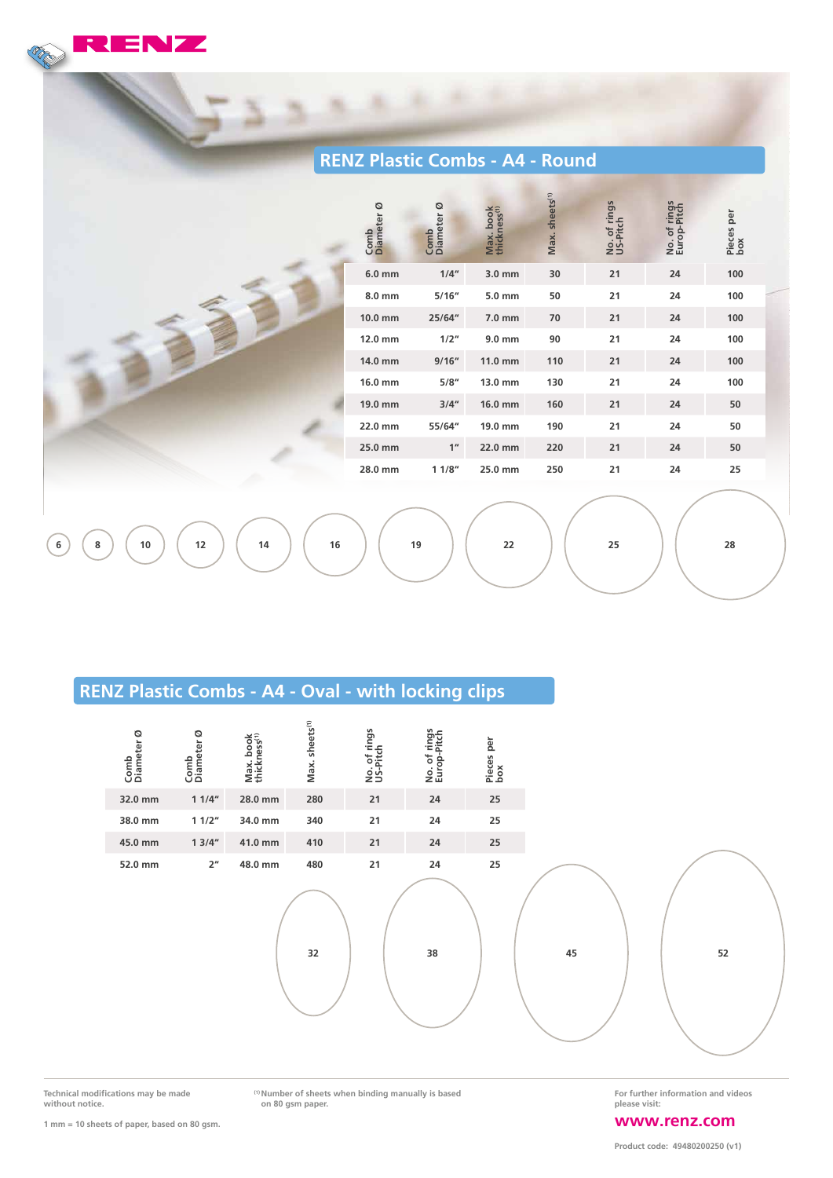RENZ

## RENZ Plastic Combs - A4 - Round

| Comb Diameter Ø | Comb Diameter Ø | Max. book thickness[1] | Max. sheets[1] | No. of rings US-Pitch | No. of rings Europ-Pitch | Pieces per box |
|---|---|---|---|---|---|---|
| 6.0 mm | 1/4" | 3.0 mm | 30 | 21 | 24 | 100 |
| 8.0 mm | 5/16" | 5.0 mm | 50 | 21 | 24 | 100 |
| 10.0 mm | 25/64" | 7.0 mm | 70 | 21 | 24 | 100 |
| 12.0 mm | 1/2" | 9.0 mm | 90 | 21 | 24 | 100 |
| 14.0 mm | 9/16" | 11.0 mm | 110 | 21 | 24 | 100 |
| 16.0 mm | 5/8" | 13.0 mm | 130 | 21 | 24 | 100 |
| 19.0 mm | 3/4" | 16.0 mm | 160 | 21 | 24 | 50 |
| 22.0 mm | 55/64" | 19.0 mm | 190 | 21 | 24 | 50 |
| 25.0 mm | 1" | 22.0 mm | 220 | 21 | 24 | 50 |
| 28.0 mm | 1 1/8" | 25.0 mm | 250 | 21 | 24 | 25 |

6 8 10 12 14 16 19 22 25 28

## RENZ Plastic Combs - A4 - Oval - with locking clips

| Comb Diameter Ø | Comb Diameter Ø | Max. book thickness[1] | Max. sheets[1] | No. of rings US-Pitch | No. of rings Europ-Pitch | Pieces per box |
|---|---|---|---|---|---|---|
| 32.0 mm | 1 1/4" | 28.0 mm | 280 | 21 | 24 | 25 |
| 38.0 mm | 1 1/2" | 34.0 mm | 340 | 21 | 24 | 25 |
| 45.0 mm | 1 3/4" | 41.0 mm | 410 | 21 | 24 | 25 |
| 52.0 mm | 2" | 48.0 mm | 480 | 21 | 24 | 25 |

32 38 45 52

Technical modifications may be made without notice.

1 mm = 10 sheets of paper, based on 80 gsm.

[1] Number of sheets when binding manually is based on 80 gsm paper.

For further information and videos please visit:

**www.renz.com**

Product code: 49480200250 (v1)